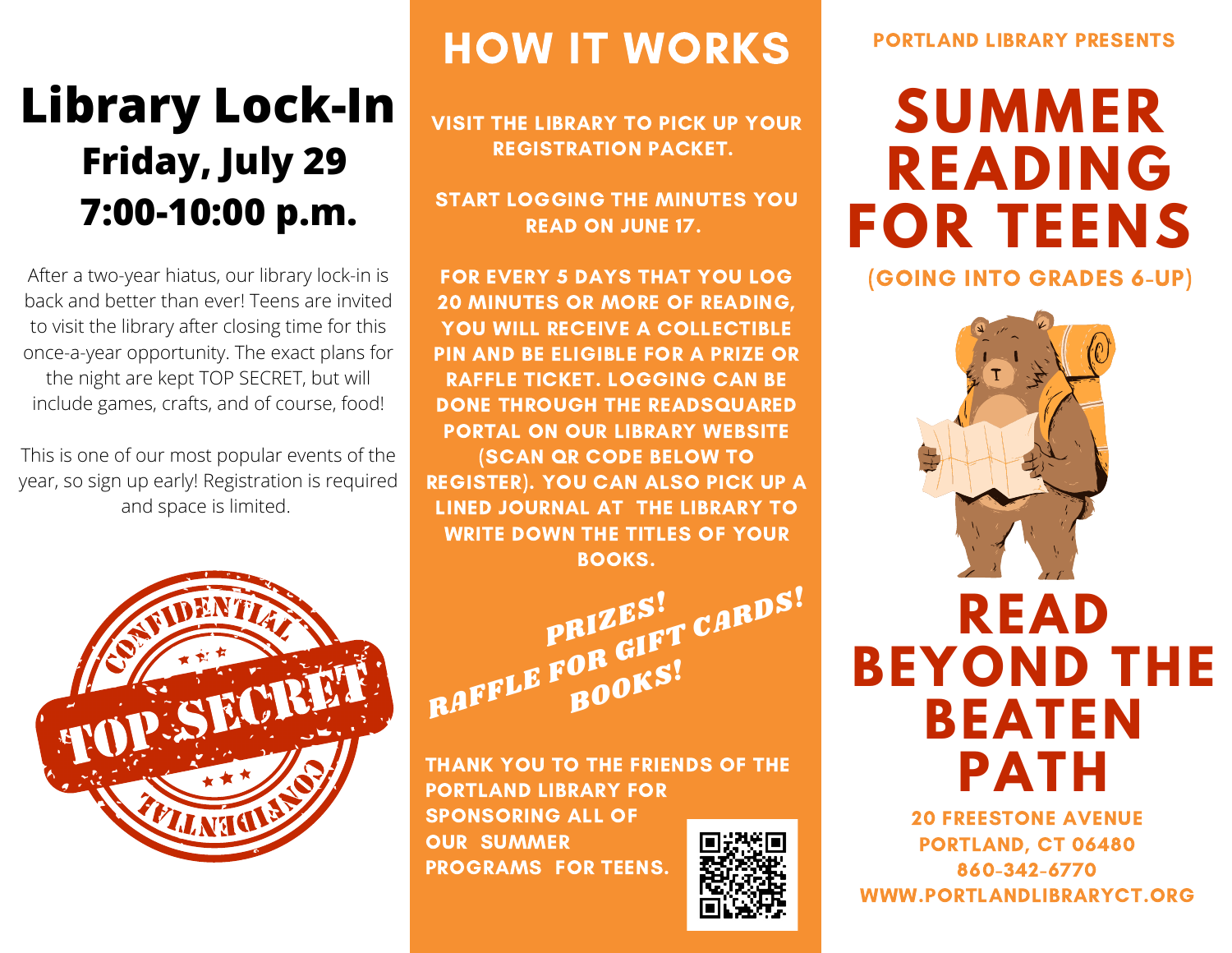# Library Lock-In

## Friday, July 29
## 7:00-10:00 p.m.

After a two-year hiatus, our library lock-in is back and better than ever! Teens are invited to visit the library after closing time for this once-a-year opportunity. The exact plans for the night are kept TOP SECRET, but will include games, crafts, and of course, food!

This is one of our most popular events of the year, so sign up early! Registration is required and space is limited.

CONFIDENTIAL TOP SECRET CONFIDENTIAL

# HOW IT WORKS

VISIT THE LIBRARY TO PICK UP YOUR REGISTRATION PACKET.

START LOGGING THE MINUTES YOU READ ON JUNE 17.

FOR EVERY 5 DAYS THAT YOU LOG 20 MINUTES OR MORE OF READING, YOU WILL RECEIVE A COLLECTIBLE PIN AND BE ELIGIBLE FOR A PRIZE OR RAFFLE TICKET. LOGGING CAN BE DONE THROUGH THE READSQUARED PORTAL ON OUR LIBRARY WEBSITE (SCAN QR CODE BELOW TO REGISTER). YOU CAN ALSO PICK UP A LINED JOURNAL AT THE LIBRARY TO WRITE DOWN THE TITLES OF YOUR BOOKS.

*PRIZES! RAFFLE FOR GIFT CARDS! BOOKS!*

THANK YOU TO THE FRIENDS OF THE PORTLAND LIBRARY FOR SPONSORING ALL OF OUR SUMMER PROGRAMS FOR TEENS.

PORTLAND LIBRARY PRESENTS

# SUMMER READING FOR TEENS

(GOING INTO GRADES 6-UP)

# READ BEYOND THE BEATEN PATH

20 FREESTONE AVENUE
PORTLAND, CT 06480
860-342-6770
WWW.PORTLANDLIBRARYCT.ORG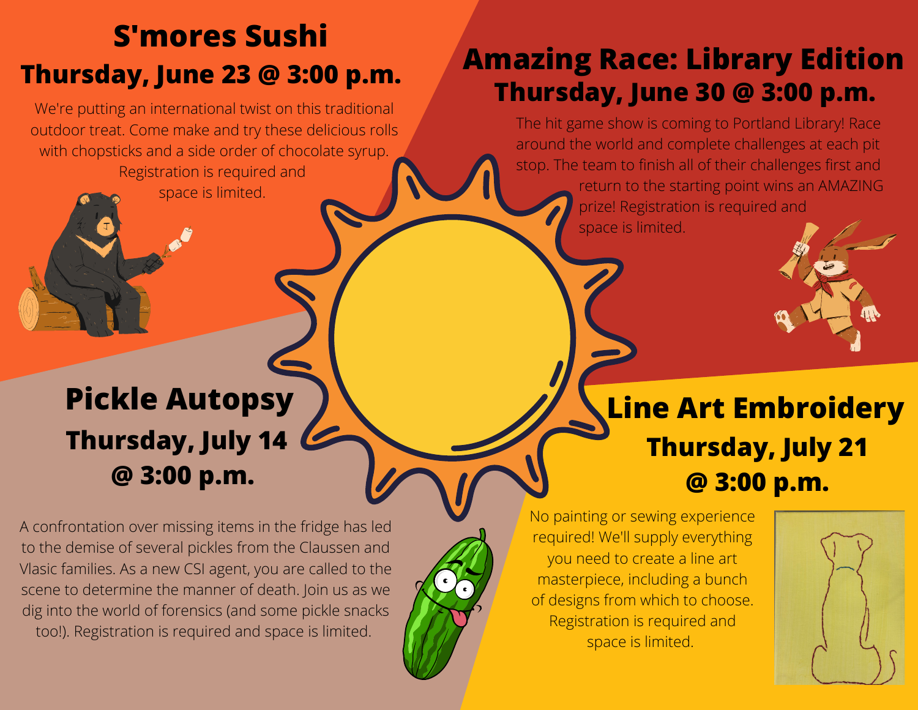## S'mores Sushi

### Thursday, June 23 @ 3:00 p.m.

We're putting an international twist on this traditional outdoor treat. Come make and try these delicious rolls with chopsticks and a side order of chocolate syrup. Registration is required and space is limited.

## Amazing Race: Library Edition

### Thursday, June 30 @ 3:00 p.m.

The hit game show is coming to Portland Library! Race around the world and complete challenges at each pit stop. The team to finish all of their challenges first and return to the starting point wins an AMAZING prize! Registration is required and space is limited.

## Pickle Autopsy

### Thursday, July 14 @ 3:00 p.m.

A confrontation over missing items in the fridge has led to the demise of several pickles from the Claussen and Vlasic families. As a new CSI agent, you are called to the scene to determine the manner of death. Join us as we dig into the world of forensics (and some pickle snacks too!). Registration is required and space is limited.

## Line Art Embroidery

### Thursday, July 21 @ 3:00 p.m.

No painting or sewing experience required! We'll supply everything you need to create a line art masterpiece, including a bunch of designs from which to choose. Registration is required and space is limited.